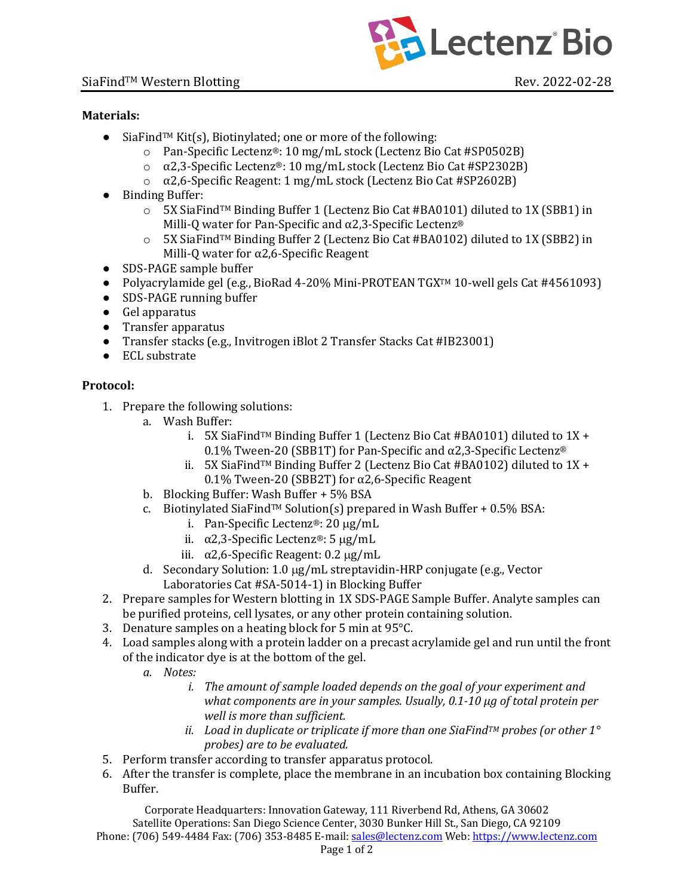**Materials:**

- SiaFind™ Kit(s), Biotinylated; one or more of the following:
  - Pan-Specific Lectenz®: 10 mg/mL stock (Lectenz Bio Cat #SP0502B)
  - α2,3-Specific Lectenz®: 10 mg/mL stock (Lectenz Bio Cat #SP2302B)
  - α2,6-Specific Reagent: 1 mg/mL stock (Lectenz Bio Cat #SP2602B)
- Binding Buffer:
  - 5X SiaFind™ Binding Buffer 1 (Lectenz Bio Cat #BA0101) diluted to 1X (SBB1) in Milli-Q water for Pan-Specific and α2,3-Specific Lectenz®
  - 5X SiaFind™ Binding Buffer 2 (Lectenz Bio Cat #BA0102) diluted to 1X (SBB2) in Milli-Q water for α2,6-Specific Reagent
- SDS-PAGE sample buffer
- Polyacrylamide gel (e.g., BioRad 4-20% Mini-PROTEAN TGX™ 10-well gels Cat #4561093)
- SDS-PAGE running buffer
- Gel apparatus
- Transfer apparatus
- Transfer stacks (e.g., Invitrogen iBlot 2 Transfer Stacks Cat #IB23001)
- ECL substrate

**Protocol:**

1. Prepare the following solutions:
   a. Wash Buffer:
      i. 5X SiaFind™ Binding Buffer 1 (Lectenz Bio Cat #BA0101) diluted to 1X + 0.1% Tween-20 (SBB1T) for Pan-Specific and α2,3-Specific Lectenz®
      ii. 5X SiaFind™ Binding Buffer 2 (Lectenz Bio Cat #BA0102) diluted to 1X + 0.1% Tween-20 (SBB2T) for α2,6-Specific Reagent
   b. Blocking Buffer: Wash Buffer + 5% BSA
   c. Biotinylated SiaFind™ Solution(s) prepared in Wash Buffer + 0.5% BSA:
      i. Pan-Specific Lectenz®: 20 μg/mL
      ii. α2,3-Specific Lectenz®: 5 μg/mL
      iii. α2,6-Specific Reagent: 0.2 μg/mL
   d. Secondary Solution: 1.0 μg/mL streptavidin-HRP conjugate (e.g., Vector Laboratories Cat #SA-5014-1) in Blocking Buffer
2. Prepare samples for Western blotting in 1X SDS-PAGE Sample Buffer. Analyte samples can be purified proteins, cell lysates, or any other protein containing solution.
3. Denature samples on a heating block for 5 min at 95°C.
4. Load samples along with a protein ladder on a precast acrylamide gel and run until the front of the indicator dye is at the bottom of the gel.
   a. *Notes:*
      i. *The amount of sample loaded depends on the goal of your experiment and what components are in your samples. Usually, 0.1-10 μg of total protein per well is more than sufficient.*
      ii. *Load in duplicate or triplicate if more than one SiaFind™ probes (or other 1° probes) are to be evaluated.*
5. Perform transfer according to transfer apparatus protocol.
6. After the transfer is complete, place the membrane in an incubation box containing Blocking Buffer.

Corporate Headquarters: Innovation Gateway, 111 Riverbend Rd, Athens, GA 30602
Satellite Operations: San Diego Science Center, 3030 Bunker Hill St., San Diego, CA 92109
Phone: (706) 549-4484 Fax: (706) 353-8485 E-mail: sales@lectenz.com Web: https://www.lectenz.com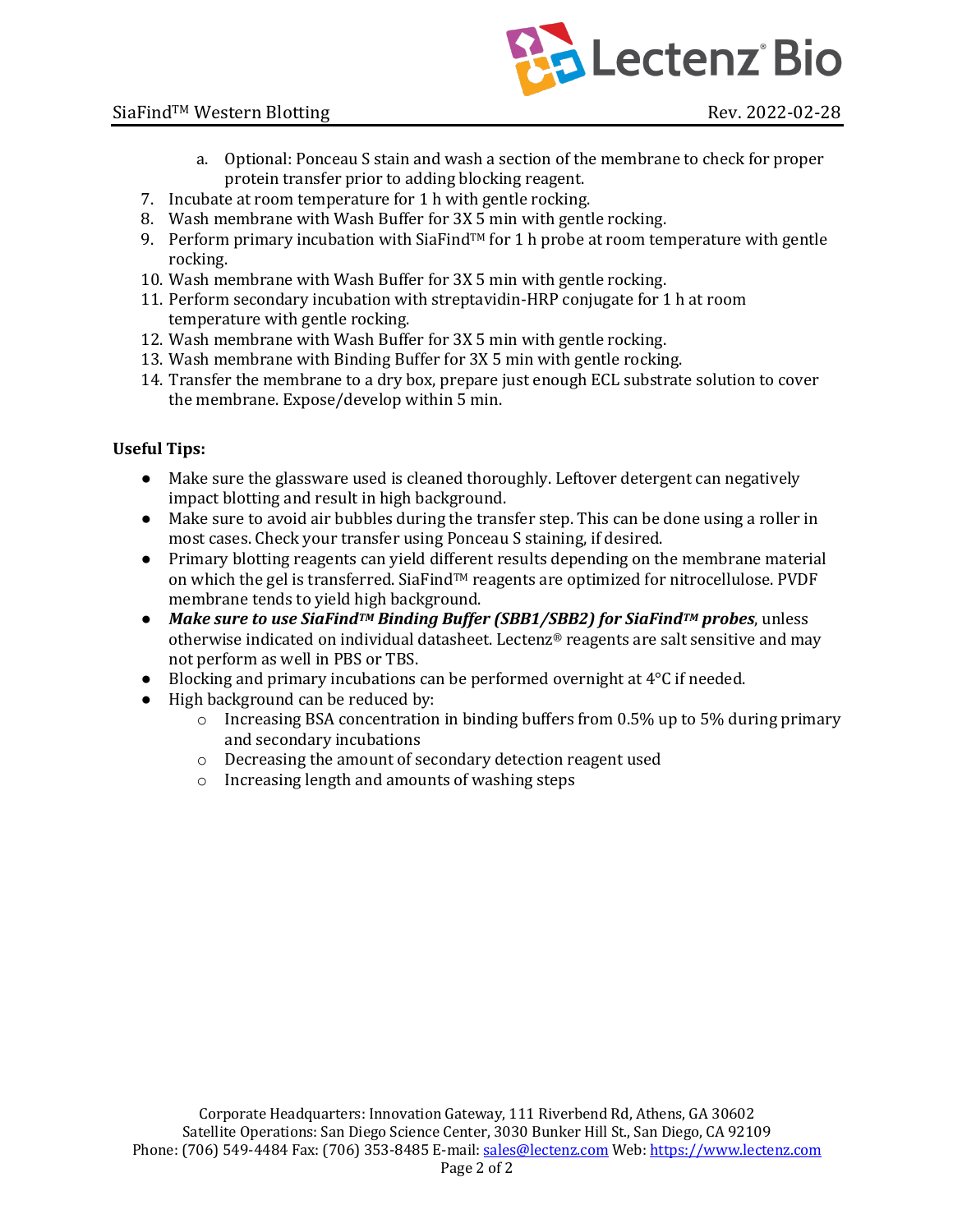a. Optional: Ponceau S stain and wash a section of the membrane to check for proper protein transfer prior to adding blocking reagent.

7. Incubate at room temperature for 1 h with gentle rocking.
8. Wash membrane with Wash Buffer for 3X 5 min with gentle rocking.
9. Perform primary incubation with SiaFind™ for 1 h probe at room temperature with gentle rocking.
10. Wash membrane with Wash Buffer for 3X 5 min with gentle rocking.
11. Perform secondary incubation with streptavidin-HRP conjugate for 1 h at room temperature with gentle rocking.
12. Wash membrane with Wash Buffer for 3X 5 min with gentle rocking.
13. Wash membrane with Binding Buffer for 3X 5 min with gentle rocking.
14. Transfer the membrane to a dry box, prepare just enough ECL substrate solution to cover the membrane. Expose/develop within 5 min.

**Useful Tips:**

- Make sure the glassware used is cleaned thoroughly. Leftover detergent can negatively impact blotting and result in high background.
- Make sure to avoid air bubbles during the transfer step. This can be done using a roller in most cases. Check your transfer using Ponceau S staining, if desired.
- Primary blotting reagents can yield different results depending on the membrane material on which the gel is transferred. SiaFind™ reagents are optimized for nitrocellulose. PVDF membrane tends to yield high background.
- ***Make sure to use SiaFind™ Binding Buffer (SBB1/SBB2) for SiaFind™ probes***, unless otherwise indicated on individual datasheet. Lectenz® reagents are salt sensitive and may not perform as well in PBS or TBS.
- Blocking and primary incubations can be performed overnight at 4°C if needed.
- High background can be reduced by:
  - Increasing BSA concentration in binding buffers from 0.5% up to 5% during primary and secondary incubations
  - Decreasing the amount of secondary detection reagent used
  - Increasing length and amounts of washing steps

Corporate Headquarters: Innovation Gateway, 111 Riverbend Rd, Athens, GA 30602
Satellite Operations: San Diego Science Center, 3030 Bunker Hill St., San Diego, CA 92109
Phone: (706) 549-4484 Fax: (706) 353-8485 E-mail: sales@lectenz.com Web: https://www.lectenz.com